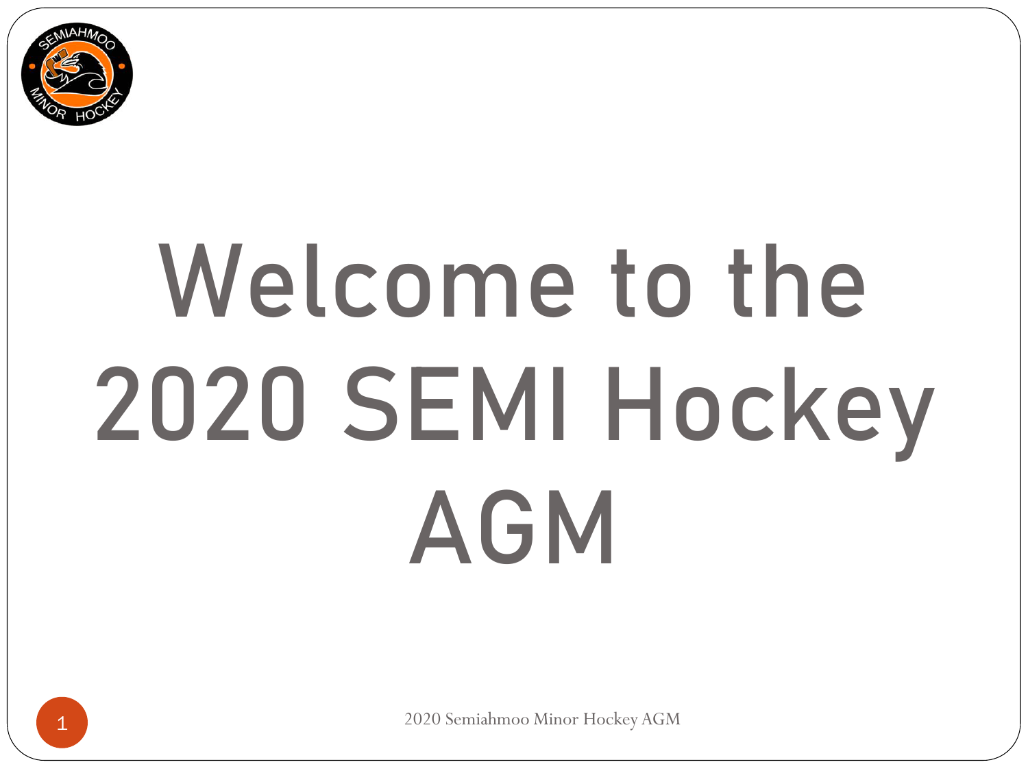# Welcome to the 2020 SEMI Hockey AGM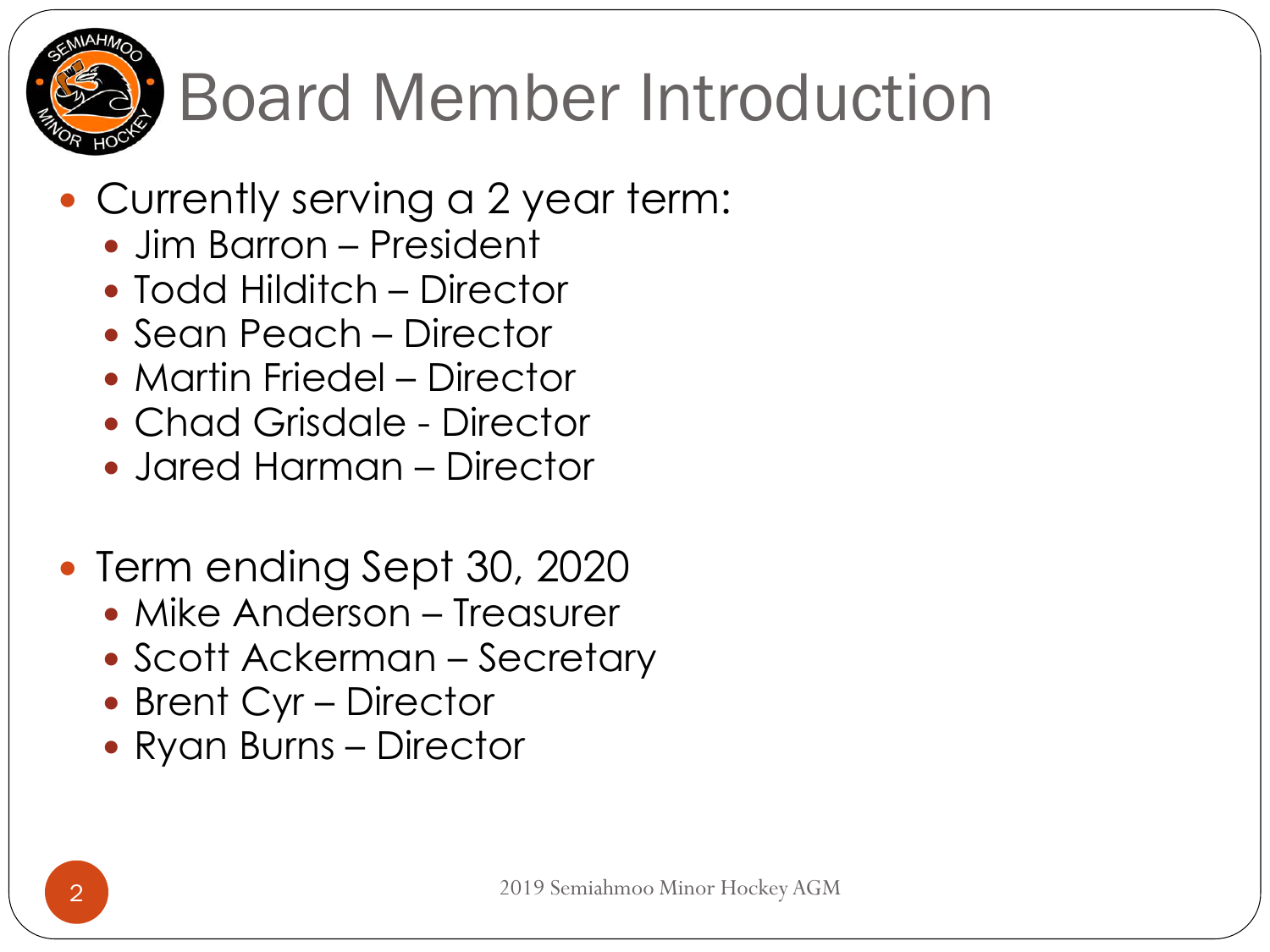# Board Member Introduction

- Currently serving a 2 year term:
  - Jim Barron – President
  - Todd Hilditch – Director
  - Sean Peach – Director
  - Martin Friedel – Director
  - Chad Grisdale - Director
  - Jared Harman – Director

- Term ending Sept 30, 2020
  - Mike Anderson – Treasurer
  - Scott Ackerman – Secretary
  - Brent Cyr – Director
  - Ryan Burns – Director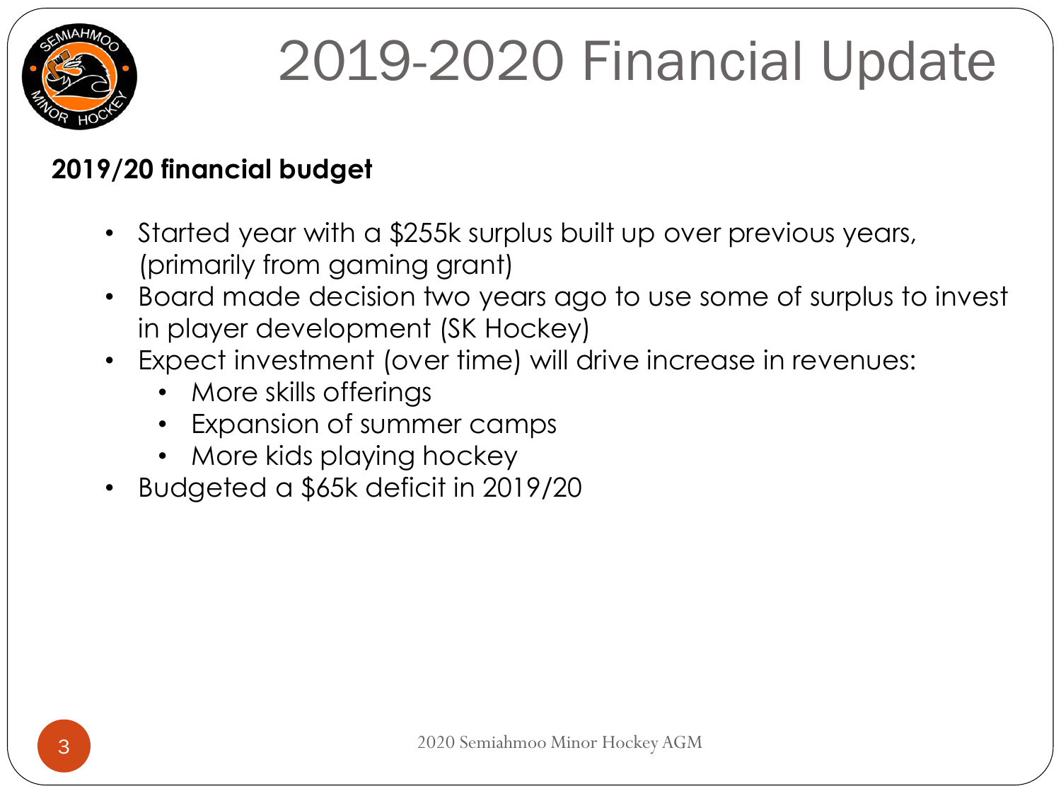# 2019-2020 Financial Update

**2019/20 financial budget**

- Started year with a $255k surplus built up over previous years, (primarily from gaming grant)
- Board made decision two years ago to use some of surplus to invest in player development (SK Hockey)
- Expect investment (over time) will drive increase in revenues:
  - More skills offerings
  - Expansion of summer camps
  - More kids playing hockey
- Budgeted a $65k deficit in 2019/20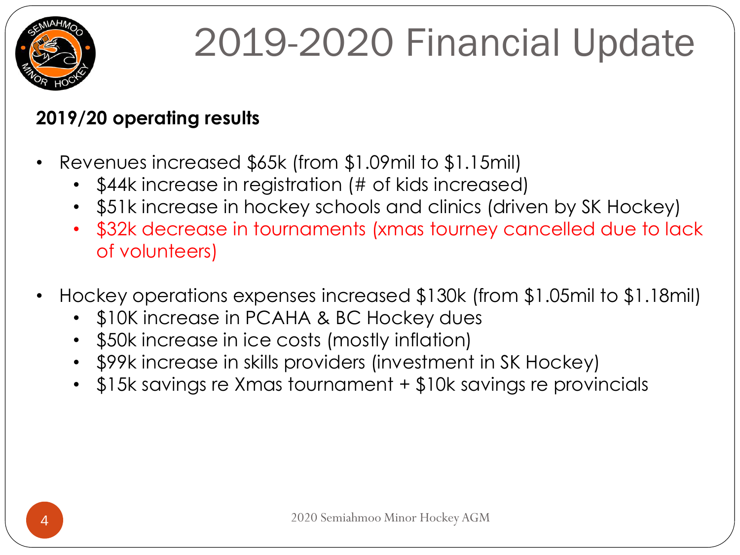# 2019-2020 Financial Update

**2019/20 operating results**

- Revenues increased $65k (from $1.09mil to $1.15mil)
  - $44k increase in registration (# of kids increased)
  - $51k increase in hockey schools and clinics (driven by SK Hockey)
  - $32k decrease in tournaments (xmas tourney cancelled due to lack of volunteers)
- Hockey operations expenses increased $130k (from $1.05mil to $1.18mil)
  - $10K increase in PCAHA & BC Hockey dues
  - $50k increase in ice costs (mostly inflation)
  - $99k increase in skills providers (investment in SK Hockey)
  - $15k savings re Xmas tournament + $10k savings re provincials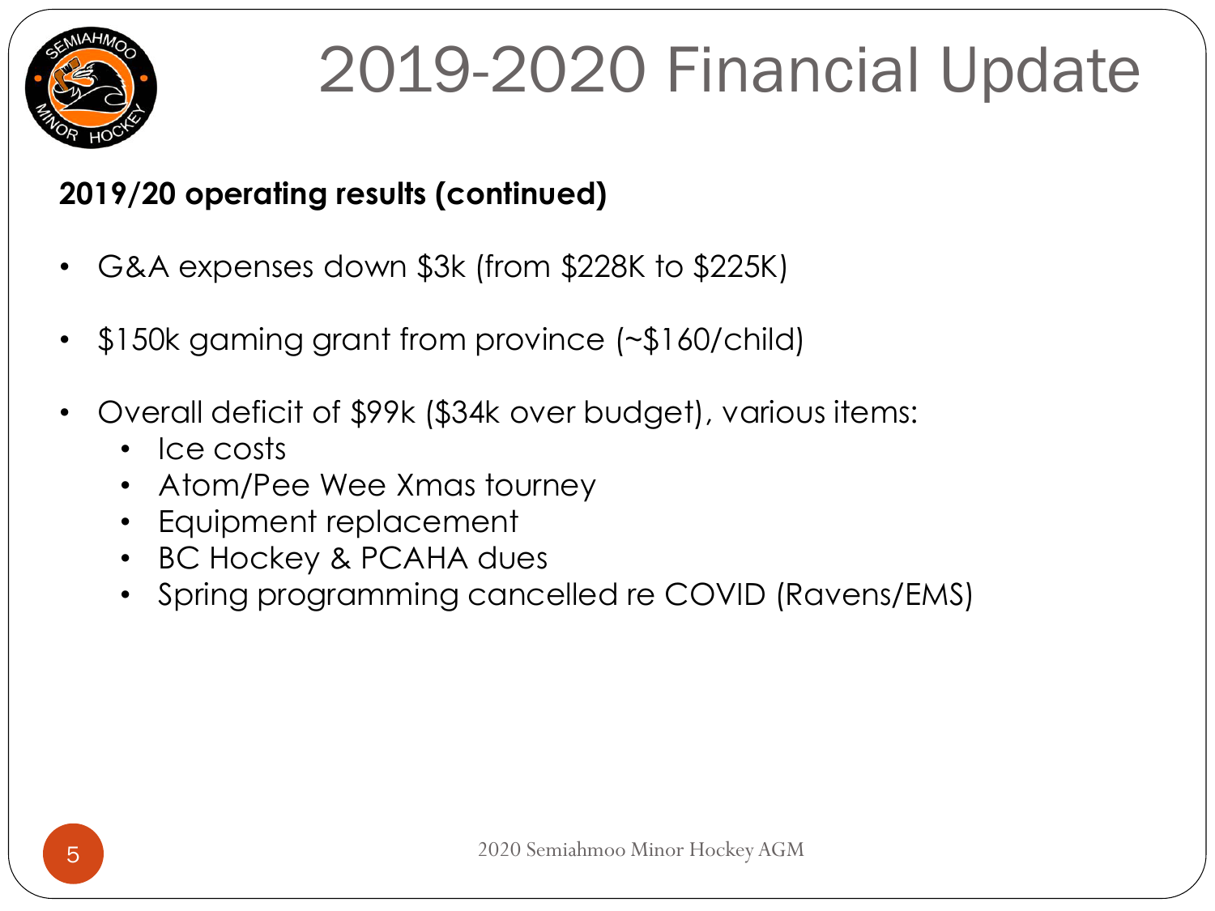# 2019-2020 Financial Update

**2019/20 operating results (continued)**

- G&A expenses down $3k (from $228K to $225K)
- $150k gaming grant from province (~$160/child)
- Overall deficit of $99k ($34k over budget), various items:
  - Ice costs
  - Atom/Pee Wee Xmas tourney
  - Equipment replacement
  - BC Hockey & PCAHA dues
  - Spring programming cancelled re COVID (Ravens/EMS)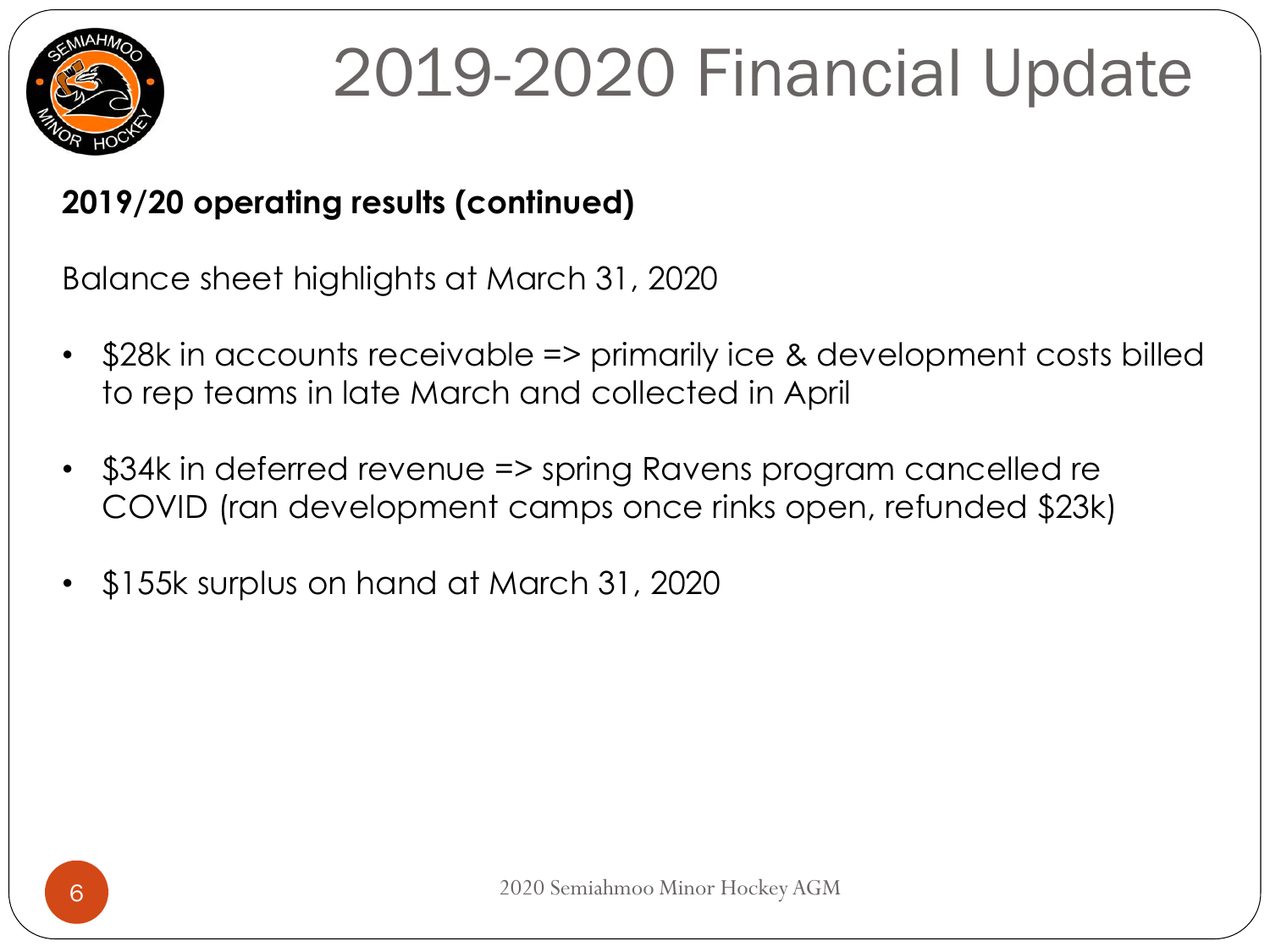# 2019-2020 Financial Update

**2019/20 operating results (continued)**

Balance sheet highlights at March 31, 2020

- $28k in accounts receivable => primarily ice & development costs billed to rep teams in late March and collected in April
- $34k in deferred revenue => spring Ravens program cancelled re COVID (ran development camps once rinks open, refunded $23k)
- $155k surplus on hand at March 31, 2020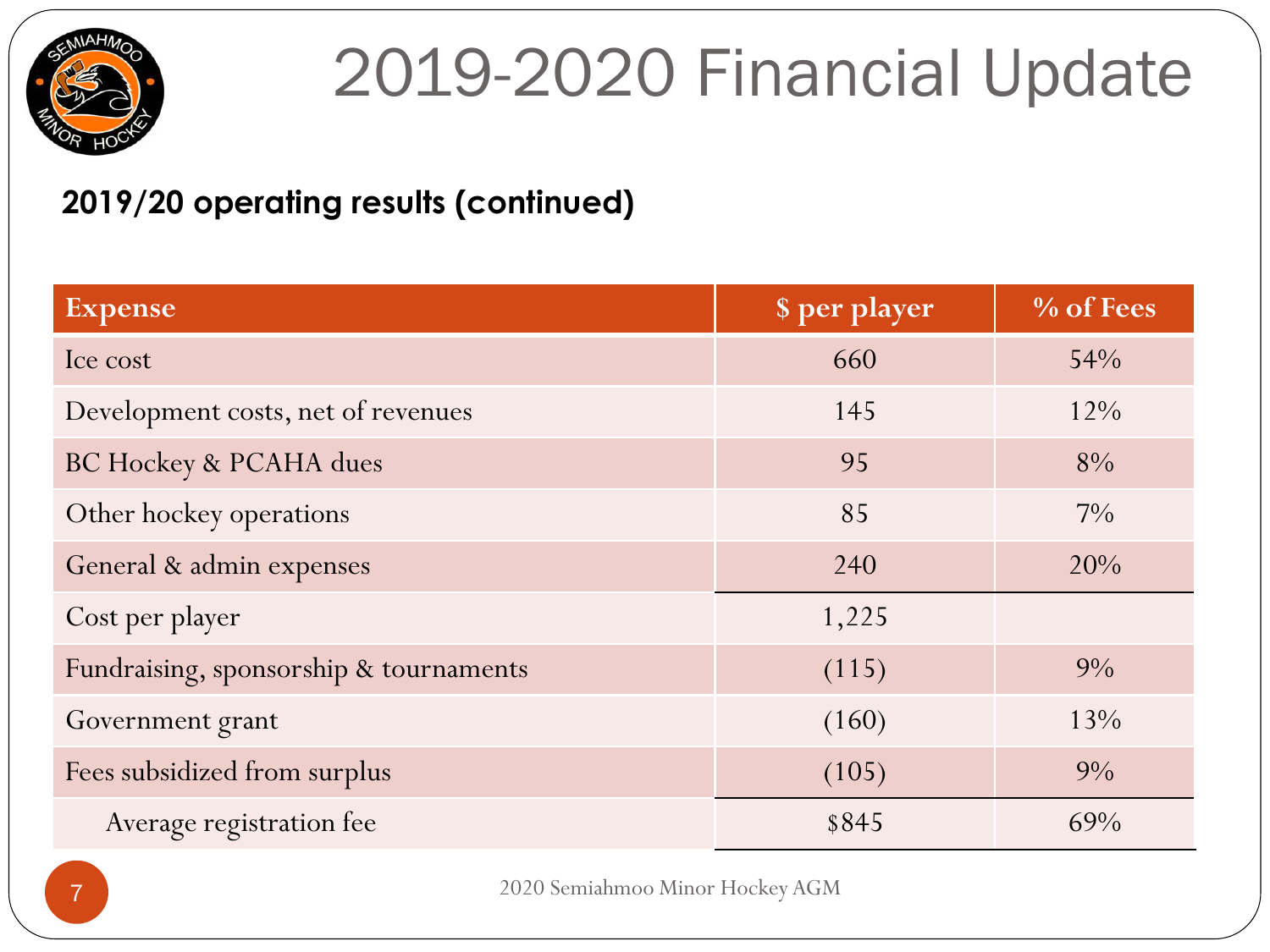# 2019-2020 Financial Update

**2019/20 operating results (continued)**

| Expense | $ per player | % of Fees |
|---|---|---|
| Ice cost | 660 | 54% |
| Development costs, net of revenues | 145 | 12% |
| BC Hockey & PCAHA dues | 95 | 8% |
| Other hockey operations | 85 | 7% |
| General & admin expenses | 240 | 20% |
| Cost per player | 1,225 | |
| Fundraising, sponsorship & tournaments | (115) | 9% |
| Government grant | (160) | 13% |
| Fees subsidized from surplus | (105) | 9% |
| Average registration fee | $845 | 69% |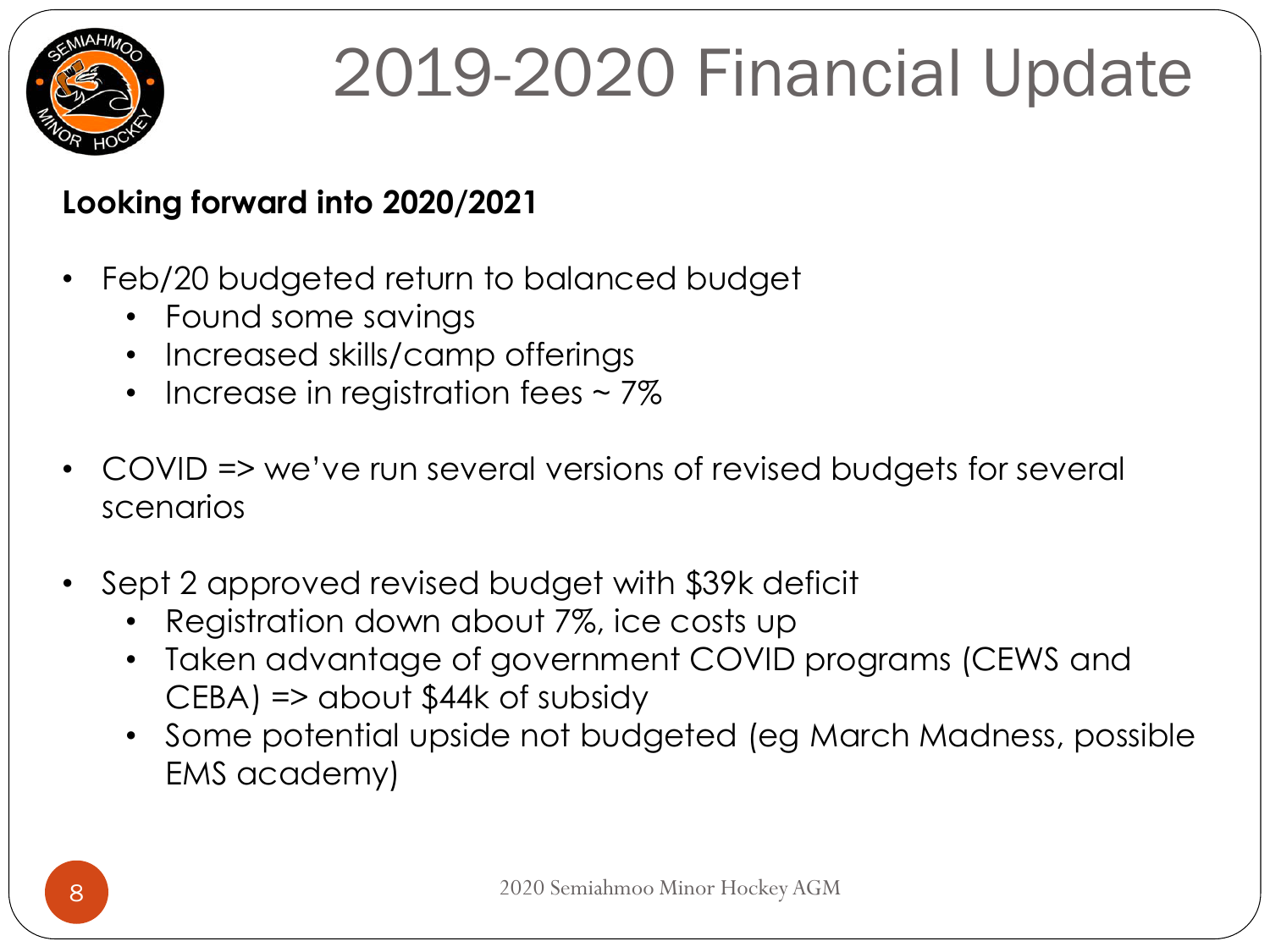# 2019-2020 Financial Update

**Looking forward into 2020/2021**

- Feb/20 budgeted return to balanced budget
  - Found some savings
  - Increased skills/camp offerings
  - Increase in registration fees ~ 7%

- COVID => we've run several versions of revised budgets for several scenarios

- Sept 2 approved revised budget with $39k deficit
  - Registration down about 7%, ice costs up
  - Taken advantage of government COVID programs (CEWS and CEBA) => about $44k of subsidy
  - Some potential upside not budgeted (eg March Madness, possible EMS academy)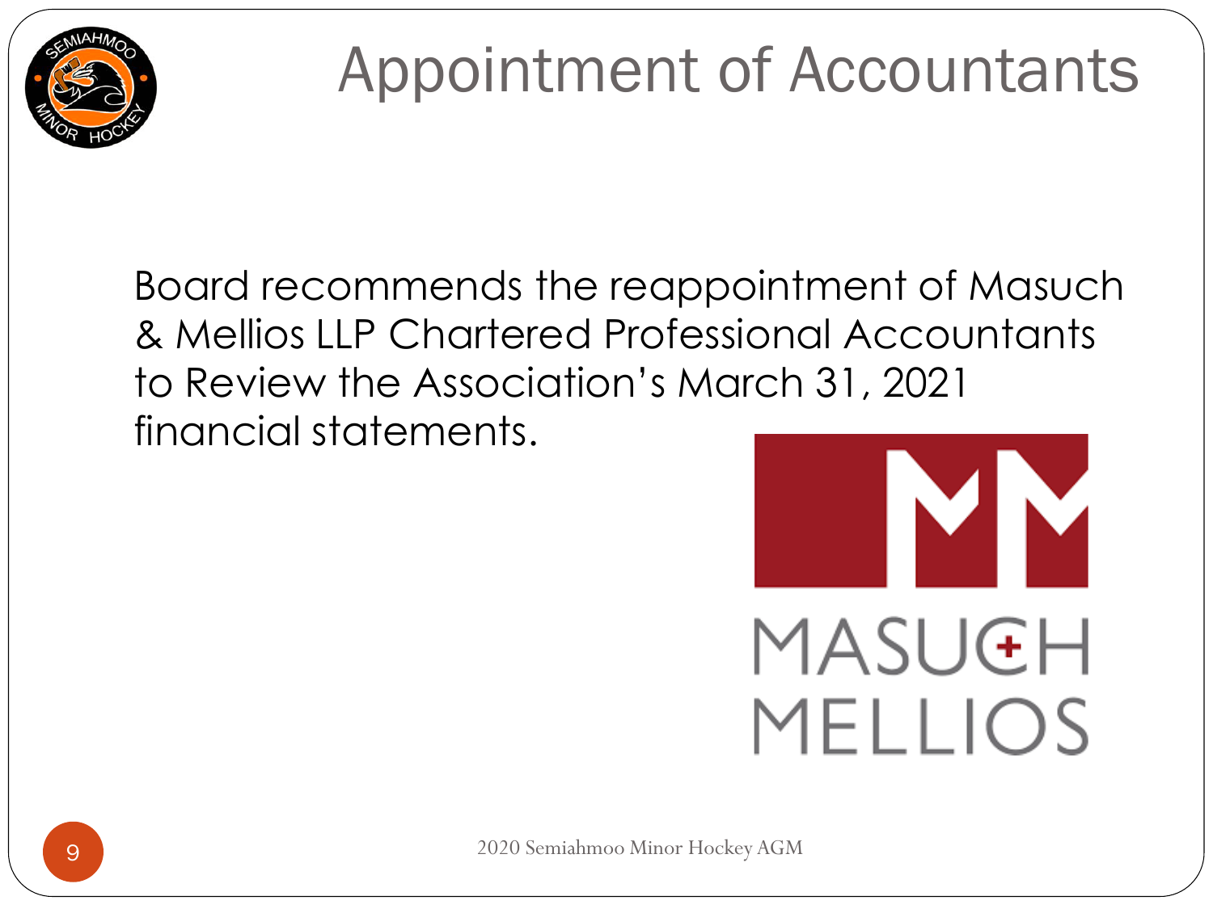# Appointment of Accountants

Board recommends the reappointment of Masuch & Mellios LLP Chartered Professional Accountants to Review the Association's March 31, 2021 financial statements.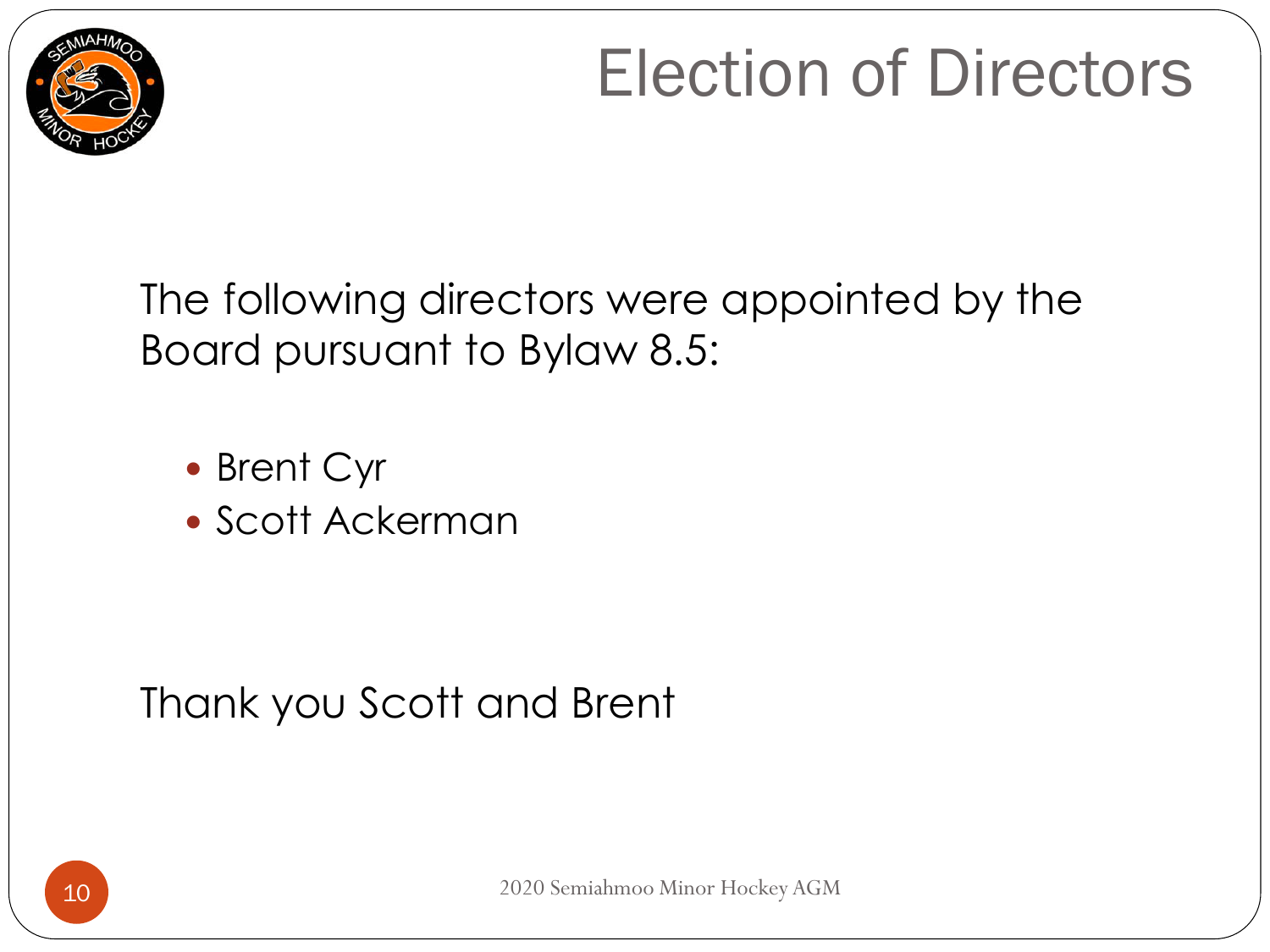# Election of Directors

The following directors were appointed by the Board pursuant to Bylaw 8.5:

- Brent Cyr
- Scott Ackerman

Thank you Scott and Brent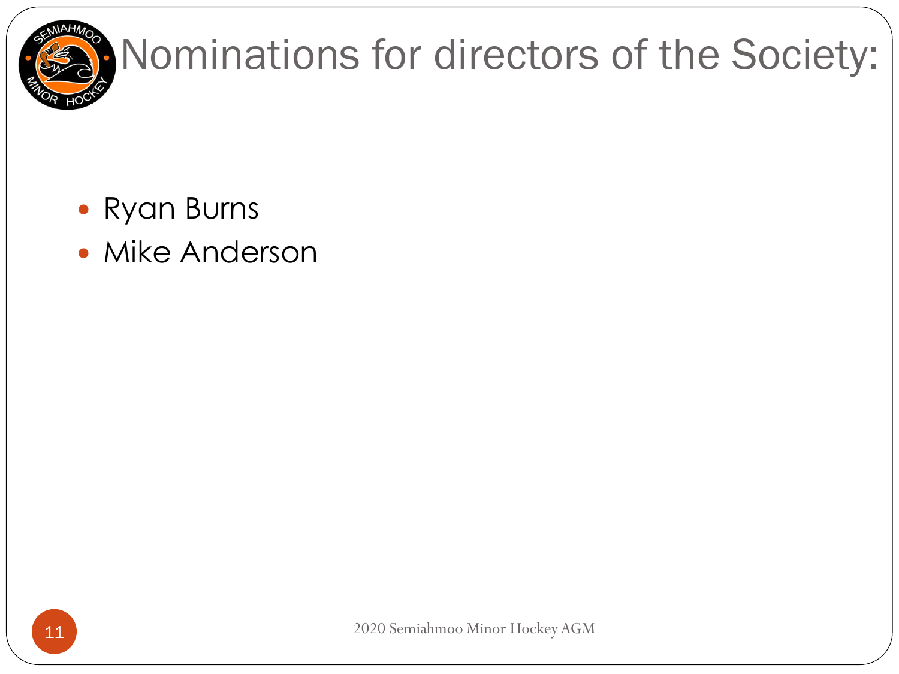# Nominations for directors of the Society:

- Ryan Burns
- Mike Anderson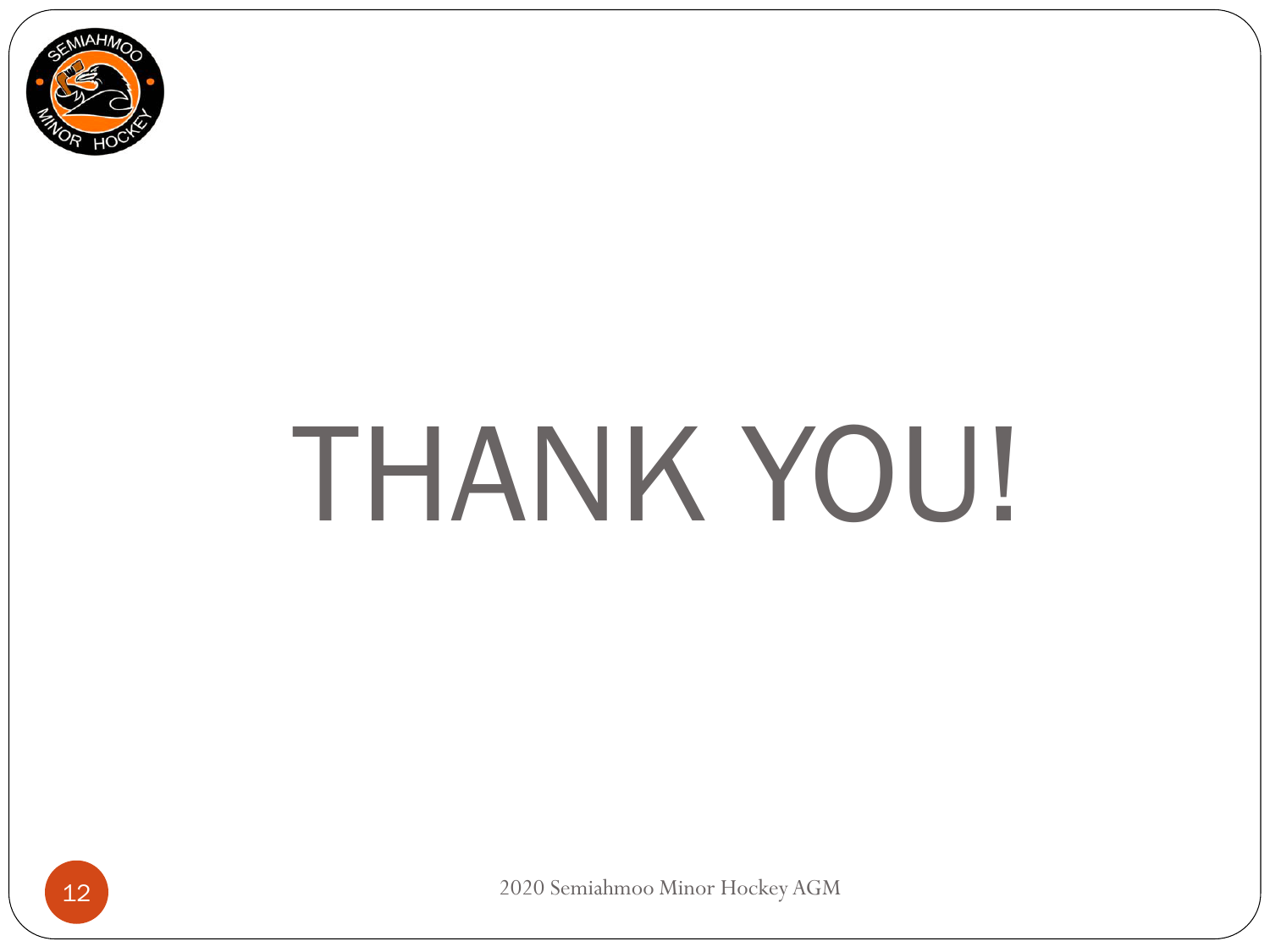# THANK YOU!